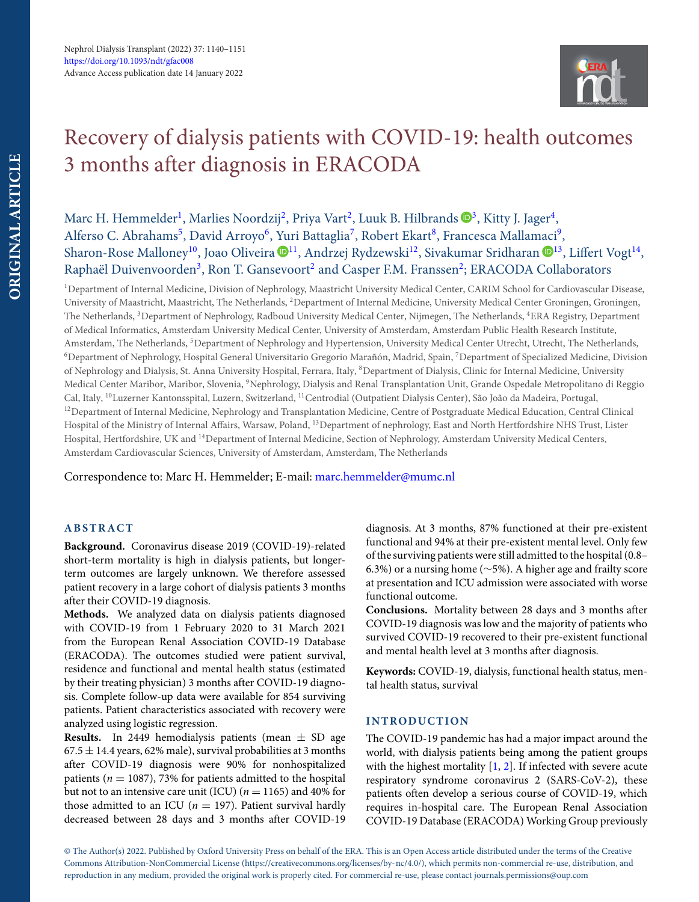# Recovery of dialysis patients with COVID-19: health outcomes 3 months after diagnosis in ERACODA

Marc H. Hemmelder[1], Marlies Noordzij[2], Priya Vart[2], Luuk B. Hilbrands[3], Kitty J. Jager[4], Alferso C. Abrahams[5], David Arroyo[6], Yuri Battaglia[7], Robert Ekart[8], Francesca Mallamaci[9], Sharon-Rose Malloney[10], Joao Oliveira[11], Andrzej Rydzewski[12], Sivakumar Sridharan[13], Liffert Vogt[14], Raphaël Duivenvoorden[3], Ron T. Gansevoort[2] and Casper F.M. Franssen[2]; ERACODA Collaborators

[1]Department of Internal Medicine, Division of Nephrology, Maastricht University Medical Center, CARIM School for Cardiovascular Disease, University of Maastricht, Maastricht, The Netherlands, [2]Department of Internal Medicine, University Medical Center Groningen, Groningen, The Netherlands, [3]Department of Nephrology, Radboud University Medical Center, Nijmegen, The Netherlands, [4]ERA Registry, Department of Medical Informatics, Amsterdam University Medical Center, University of Amsterdam, Amsterdam Public Health Research Institute, Amsterdam, The Netherlands, [5]Department of Nephrology and Hypertension, University Medical Center Utrecht, Utrecht, The Netherlands, [6]Department of Nephrology, Hospital General Universitario Gregorio Marañón, Madrid, Spain, [7]Department of Specialized Medicine, Division of Nephrology and Dialysis, St. Anna University Hospital, Ferrara, Italy, [8]Department of Dialysis, Clinic for Internal Medicine, University Medical Center Maribor, Maribor, Slovenia, [9]Nephrology, Dialysis and Renal Transplantation Unit, Grande Ospedale Metropolitano di Reggio Cal, Italy, [10]Luzerner Kantonsspital, Luzern, Switzerland, [11]Centrodial (Outpatient Dialysis Center), São João da Madeira, Portugal, [12]Department of Internal Medicine, Nephrology and Transplantation Medicine, Centre of Postgraduate Medical Education, Central Clinical Hospital of the Ministry of Internal Affairs, Warsaw, Poland, [13]Department of nephrology, East and North Hertfordshire NHS Trust, Lister Hospital, Hertfordshire, UK and [14]Department of Internal Medicine, Section of Nephrology, Amsterdam University Medical Centers, Amsterdam Cardiovascular Sciences, University of Amsterdam, Amsterdam, The Netherlands

Correspondence to: Marc H. Hemmelder; E-mail: marc.hemmelder@mumc.nl

## ABSTRACT

**Background.** Coronavirus disease 2019 (COVID-19)-related short-term mortality is high in dialysis patients, but longer-term outcomes are largely unknown. We therefore assessed patient recovery in a large cohort of dialysis patients 3 months after their COVID-19 diagnosis.

**Methods.** We analyzed data on dialysis patients diagnosed with COVID-19 from 1 February 2020 to 31 March 2021 from the European Renal Association COVID-19 Database (ERACODA). The outcomes studied were patient survival, residence and functional and mental health status (estimated by their treating physician) 3 months after COVID-19 diagnosis. Complete follow-up data were available for 854 surviving patients. Patient characteristics associated with recovery were analyzed using logistic regression.

**Results.** In 2449 hemodialysis patients (mean $\pm$ SD age $67.5 \pm 14.4$ years, 62% male), survival probabilities at 3 months after COVID-19 diagnosis were 90% for nonhospitalized patients ($n = 1087$), 73% for patients admitted to the hospital but not to an intensive care unit (ICU) ($n = 1165$) and 40% for those admitted to an ICU ($n = 197$). Patient survival hardly decreased between 28 days and 3 months after COVID-19 diagnosis. At 3 months, 87% functioned at their pre-existent functional and 94% at their pre-existent mental level. Only few of the surviving patients were still admitted to the hospital (0.8–6.3%) or a nursing home (~5%). A higher age and frailty score at presentation and ICU admission were associated with worse functional outcome.

**Conclusions.** Mortality between 28 days and 3 months after COVID-19 diagnosis was low and the majority of patients who survived COVID-19 recovered to their pre-existent functional and mental health level at 3 months after diagnosis.

**Keywords:** COVID-19, dialysis, functional health status, mental health status, survival

## INTRODUCTION

The COVID-19 pandemic has had a major impact around the world, with dialysis patients being among the patient groups with the highest mortality [1, 2]. If infected with severe acute respiratory syndrome coronavirus 2 (SARS-CoV-2), these patients often develop a serious course of COVID-19, which requires in-hospital care. The European Renal Association COVID-19 Database (ERACODA) Working Group previously

© The Author(s) 2022. Published by Oxford University Press on behalf of the ERA. This is an Open Access article distributed under the terms of the Creative Commons Attribution-NonCommercial License (https://creativecommons.org/licenses/by-nc/4.0/), which permits non-commercial re-use, distribution, and reproduction in any medium, provided the original work is properly cited. For commercial re-use, please contact journals.permissions@oup.com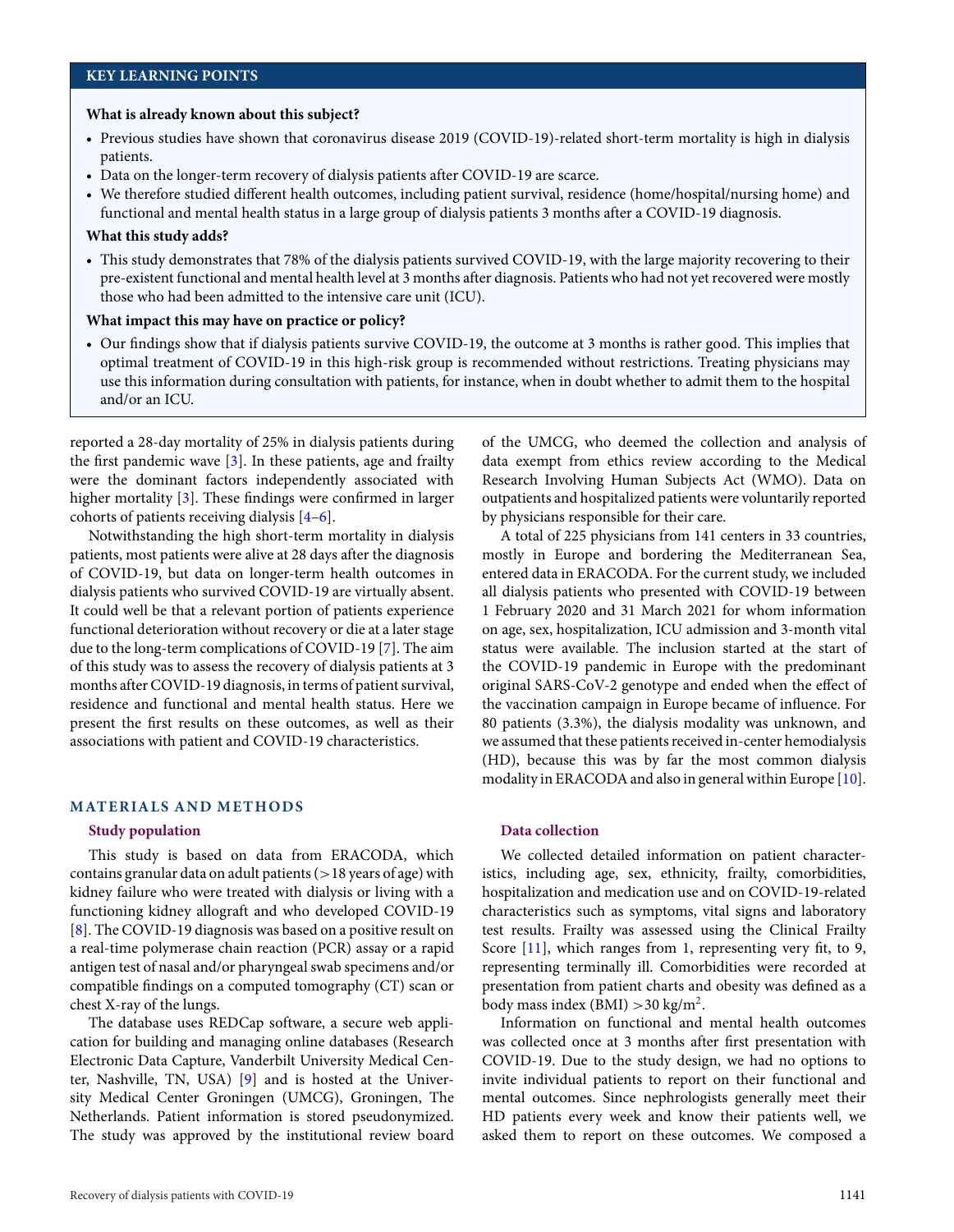## KEY LEARNING POINTS

**What is already known about this subject?**

- Previous studies have shown that coronavirus disease 2019 (COVID-19)-related short-term mortality is high in dialysis patients.
- Data on the longer-term recovery of dialysis patients after COVID-19 are scarce.
- We therefore studied different health outcomes, including patient survival, residence (home/hospital/nursing home) and functional and mental health status in a large group of dialysis patients 3 months after a COVID-19 diagnosis.

**What this study adds?**

- This study demonstrates that 78% of the dialysis patients survived COVID-19, with the large majority recovering to their pre-existent functional and mental health level at 3 months after diagnosis. Patients who had not yet recovered were mostly those who had been admitted to the intensive care unit (ICU).

**What impact this may have on practice or policy?**

- Our findings show that if dialysis patients survive COVID-19, the outcome at 3 months is rather good. This implies that optimal treatment of COVID-19 in this high-risk group is recommended without restrictions. Treating physicians may use this information during consultation with patients, for instance, when in doubt whether to admit them to the hospital and/or an ICU.

reported a 28-day mortality of 25% in dialysis patients during the first pandemic wave [3]. In these patients, age and frailty were the dominant factors independently associated with higher mortality [3]. These findings were confirmed in larger cohorts of patients receiving dialysis [4–6].

Notwithstanding the high short-term mortality in dialysis patients, most patients were alive at 28 days after the diagnosis of COVID-19, but data on longer-term health outcomes in dialysis patients who survived COVID-19 are virtually absent. It could well be that a relevant portion of patients experience functional deterioration without recovery or die at a later stage due to the long-term complications of COVID-19 [7]. The aim of this study was to assess the recovery of dialysis patients at 3 months after COVID-19 diagnosis, in terms of patient survival, residence and functional and mental health status. Here we present the first results on these outcomes, as well as their associations with patient and COVID-19 characteristics.

## MATERIALS AND METHODS

### Study population

This study is based on data from ERACODA, which contains granular data on adult patients (>18 years of age) with kidney failure who were treated with dialysis or living with a functioning kidney allograft and who developed COVID-19 [8]. The COVID-19 diagnosis was based on a positive result on a real-time polymerase chain reaction (PCR) assay or a rapid antigen test of nasal and/or pharyngeal swab specimens and/or compatible findings on a computed tomography (CT) scan or chest X-ray of the lungs.

The database uses REDCap software, a secure web application for building and managing online databases (Research Electronic Data Capture, Vanderbilt University Medical Center, Nashville, TN, USA) [9] and is hosted at the University Medical Center Groningen (UMCG), Groningen, The Netherlands. Patient information is stored pseudonymized. The study was approved by the institutional review board of the UMCG, who deemed the collection and analysis of data exempt from ethics review according to the Medical Research Involving Human Subjects Act (WMO). Data on outpatients and hospitalized patients were voluntarily reported by physicians responsible for their care.

A total of 225 physicians from 141 centers in 33 countries, mostly in Europe and bordering the Mediterranean Sea, entered data in ERACODA. For the current study, we included all dialysis patients who presented with COVID-19 between 1 February 2020 and 31 March 2021 for whom information on age, sex, hospitalization, ICU admission and 3-month vital status were available. The inclusion started at the start of the COVID-19 pandemic in Europe with the predominant original SARS-CoV-2 genotype and ended when the effect of the vaccination campaign in Europe became of influence. For 80 patients (3.3%), the dialysis modality was unknown, and we assumed that these patients received in-center hemodialysis (HD), because this was by far the most common dialysis modality in ERACODA and also in general within Europe [10].

### Data collection

We collected detailed information on patient characteristics, including age, sex, ethnicity, frailty, comorbidities, hospitalization and medication use and on COVID-19-related characteristics such as symptoms, vital signs and laboratory test results. Frailty was assessed using the Clinical Frailty Score [11], which ranges from 1, representing very fit, to 9, representing terminally ill. Comorbidities were recorded at presentation from patient charts and obesity was defined as a body mass index (BMI) $>30$ kg/m$^2$.

Information on functional and mental health outcomes was collected once at 3 months after first presentation with COVID-19. Due to the study design, we had no options to invite individual patients to report on their functional and mental outcomes. Since nephrologists generally meet their HD patients every week and know their patients well, we asked them to report on these outcomes. We composed a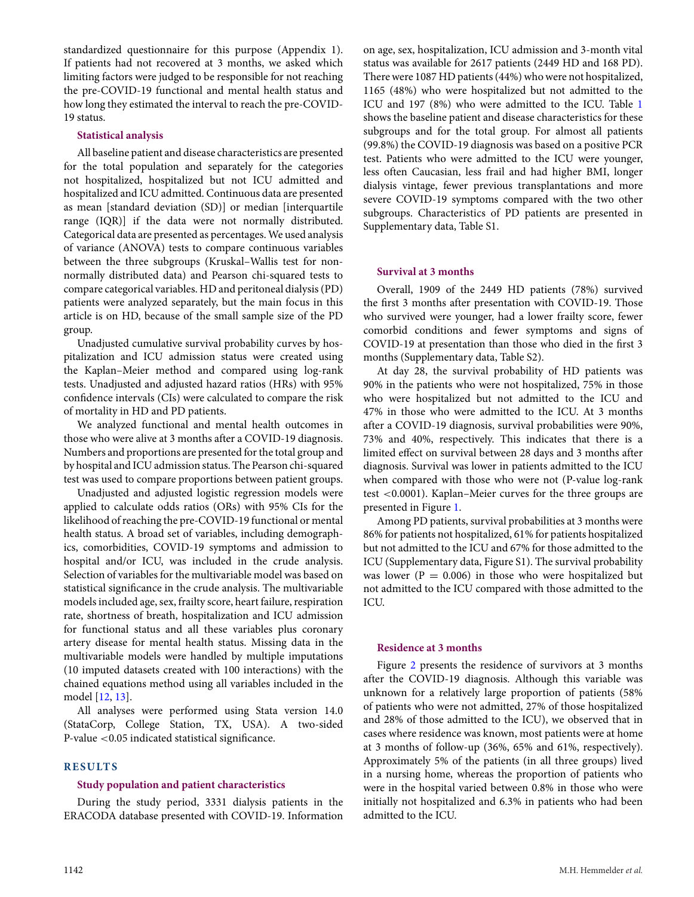standardized questionnaire for this purpose (Appendix 1). If patients had not recovered at 3 months, we asked which limiting factors were judged to be responsible for not reaching the pre-COVID-19 functional and mental health status and how long they estimated the interval to reach the pre-COVID-19 status.

### Statistical analysis

All baseline patient and disease characteristics are presented for the total population and separately for the categories not hospitalized, hospitalized but not ICU admitted and hospitalized and ICU admitted. Continuous data are presented as mean [standard deviation (SD)] or median [interquartile range (IQR)] if the data were not normally distributed. Categorical data are presented as percentages. We used analysis of variance (ANOVA) tests to compare continuous variables between the three subgroups (Kruskal–Wallis test for non-normally distributed data) and Pearson chi-squared tests to compare categorical variables. HD and peritoneal dialysis (PD) patients were analyzed separately, but the main focus in this article is on HD, because of the small sample size of the PD group.

Unadjusted cumulative survival probability curves by hospitalization and ICU admission status were created using the Kaplan–Meier method and compared using log-rank tests. Unadjusted and adjusted hazard ratios (HRs) with 95% confidence intervals (CIs) were calculated to compare the risk of mortality in HD and PD patients.

We analyzed functional and mental health outcomes in those who were alive at 3 months after a COVID-19 diagnosis. Numbers and proportions are presented for the total group and by hospital and ICU admission status. The Pearson chi-squared test was used to compare proportions between patient groups.

Unadjusted and adjusted logistic regression models were applied to calculate odds ratios (ORs) with 95% CIs for the likelihood of reaching the pre-COVID-19 functional or mental health status. A broad set of variables, including demographics, comorbidities, COVID-19 symptoms and admission to hospital and/or ICU, was included in the crude analysis. Selection of variables for the multivariable model was based on statistical significance in the crude analysis. The multivariable models included age, sex, frailty score, heart failure, respiration rate, shortness of breath, hospitalization and ICU admission for functional status and all these variables plus coronary artery disease for mental health status. Missing data in the multivariable models were handled by multiple imputations (10 imputed datasets created with 100 interactions) with the chained equations method using all variables included in the model [12, 13].

All analyses were performed using Stata version 14.0 (StataCorp, College Station, TX, USA). A two-sided P-value <0.05 indicated statistical significance.

## RESULTS

### Study population and patient characteristics

During the study period, 3331 dialysis patients in the ERACODA database presented with COVID-19. Information on age, sex, hospitalization, ICU admission and 3-month vital status was available for 2617 patients (2449 HD and 168 PD). There were 1087 HD patients (44%) who were not hospitalized, 1165 (48%) who were hospitalized but not admitted to the ICU and 197 (8%) who were admitted to the ICU. Table 1 shows the baseline patient and disease characteristics for these subgroups and for the total group. For almost all patients (99.8%) the COVID-19 diagnosis was based on a positive PCR test. Patients who were admitted to the ICU were younger, less often Caucasian, less frail and had higher BMI, longer dialysis vintage, fewer previous transplantations and more severe COVID-19 symptoms compared with the two other subgroups. Characteristics of PD patients are presented in Supplementary data, Table S1.

### Survival at 3 months

Overall, 1909 of the 2449 HD patients (78%) survived the first 3 months after presentation with COVID-19. Those who survived were younger, had a lower frailty score, fewer comorbid conditions and fewer symptoms and signs of COVID-19 at presentation than those who died in the first 3 months (Supplementary data, Table S2).

At day 28, the survival probability of HD patients was 90% in the patients who were not hospitalized, 75% in those who were hospitalized but not admitted to the ICU and 47% in those who were admitted to the ICU. At 3 months after a COVID-19 diagnosis, survival probabilities were 90%, 73% and 40%, respectively. This indicates that there is a limited effect on survival between 28 days and 3 months after diagnosis. Survival was lower in patients admitted to the ICU when compared with those who were not (P-value log-rank test <0.0001). Kaplan–Meier curves for the three groups are presented in Figure 1.

Among PD patients, survival probabilities at 3 months were 86% for patients not hospitalized, 61% for patients hospitalized but not admitted to the ICU and 67% for those admitted to the ICU (Supplementary data, Figure S1). The survival probability was lower (P = 0.006) in those who were hospitalized but not admitted to the ICU compared with those admitted to the ICU.

### Residence at 3 months

Figure 2 presents the residence of survivors at 3 months after the COVID-19 diagnosis. Although this variable was unknown for a relatively large proportion of patients (58% of patients who were not admitted, 27% of those hospitalized and 28% of those admitted to the ICU), we observed that in cases where residence was known, most patients were at home at 3 months of follow-up (36%, 65% and 61%, respectively). Approximately 5% of the patients (in all three groups) lived in a nursing home, whereas the proportion of patients who were in the hospital varied between 0.8% in those who were initially not hospitalized and 6.3% in patients who had been admitted to the ICU.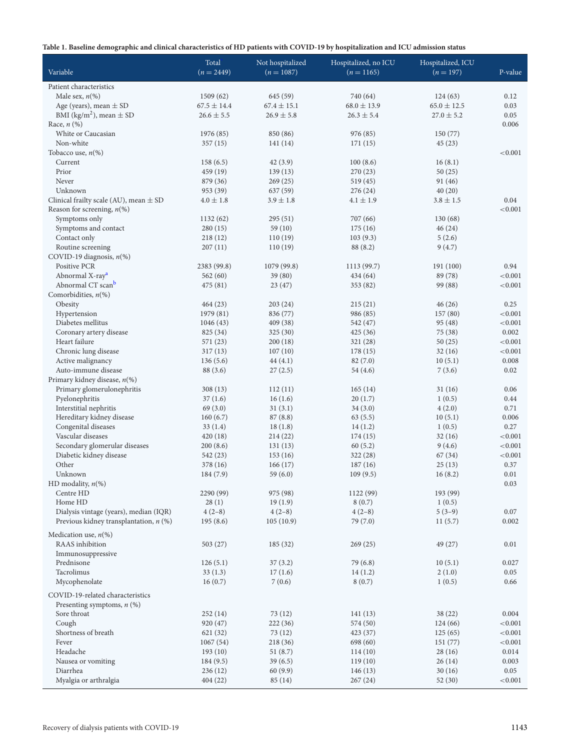**Table 1. Baseline demographic and clinical characteristics of HD patients with COVID-19 by hospitalization and ICU admission status**

| Variable | Total ($n = 2449$) | Not hospitalized ($n = 1087$) | Hospitalized, no ICU ($n = 1165$) | Hospitalized, ICU ($n = 197$) | P-value |
|---|---|---|---|---|---|
| Patient characteristics | | | | | |
| Male sex, $n$(%) | 1509 (62) | 645 (59) | 740 (64) | 124 (63) | 0.12 |
| Age (years), mean ± SD | 67.5 ± 14.4 | 67.4 ± 15.1 | 68.0 ± 13.9 | 65.0 ± 12.5 | 0.03 |
| BMI (kg/m$^2$), mean ± SD | 26.6 ± 5.5 | 26.9 ± 5.8 | 26.3 ± 5.4 | 27.0 ± 5.2 | 0.05 |
| Race, $n$ (%) | | | | | 0.006 |
| White or Caucasian | 1976 (85) | 850 (86) | 976 (85) | 150 (77) | |
| Non-white | 357 (15) | 141 (14) | 171 (15) | 45 (23) | |
| Tobacco use, $n$(%) | | | | | <0.001 |
| Current | 158 (6.5) | 42 (3.9) | 100 (8.6) | 16 (8.1) | |
| Prior | 459 (19) | 139 (13) | 270 (23) | 50 (25) | |
| Never | 879 (36) | 269 (25) | 519 (45) | 91 (46) | |
| Unknown | 953 (39) | 637 (59) | 276 (24) | 40 (20) | |
| Clinical frailty scale (AU), mean ± SD | 4.0 ± 1.8 | 3.9 ± 1.8 | 4.1 ± 1.9 | 3.8 ± 1.5 | 0.04 |
| Reason for screening, $n$(%) | | | | | <0.001 |
| Symptoms only | 1132 (62) | 295 (51) | 707 (66) | 130 (68) | |
| Symptoms and contact | 280 (15) | 59 (10) | 175 (16) | 46 (24) | |
| Contact only | 218 (12) | 110 (19) | 103 (9.3) | 5 (2.6) | |
| Routine screening | 207 (11) | 110 (19) | 88 (8.2) | 9 (4.7) | |
| COVID-19 diagnosis, $n$(%) | | | | | |
| Positive PCR | 2383 (99.8) | 1079 (99.8) | 1113 (99.7) | 191 (100) | 0.94 |
| Abnormal X-ray[a] | 562 (60) | 39 (80) | 434 (64) | 89 (78) | <0.001 |
| Abnormal CT scan[b] | 475 (81) | 23 (47) | 353 (82) | 99 (88) | <0.001 |
| Comorbidities, $n$(%) | | | | | |
| Obesity | 464 (23) | 203 (24) | 215 (21) | 46 (26) | 0.25 |
| Hypertension | 1979 (81) | 836 (77) | 986 (85) | 157 (80) | <0.001 |
| Diabetes mellitus | 1046 (43) | 409 (38) | 542 (47) | 95 (48) | <0.001 |
| Coronary artery disease | 825 (34) | 325 (30) | 425 (36) | 75 (38) | 0.002 |
| Heart failure | 571 (23) | 200 (18) | 321 (28) | 50 (25) | <0.001 |
| Chronic lung disease | 317 (13) | 107 (10) | 178 (15) | 32 (16) | <0.001 |
| Active malignancy | 136 (5.6) | 44 (4.1) | 82 (7.0) | 10 (5.1) | 0.008 |
| Auto-immune disease | 88 (3.6) | 27 (2.5) | 54 (4.6) | 7 (3.6) | 0.02 |
| Primary kidney disease, $n$(%) | | | | | |
| Primary glomerulonephritis | 308 (13) | 112 (11) | 165 (14) | 31 (16) | 0.06 |
| Pyelonephritis | 37 (1.6) | 16 (1.6) | 20 (1.7) | 1 (0.5) | 0.44 |
| Interstitial nephritis | 69 (3.0) | 31 (3.1) | 34 (3.0) | 4 (2.0) | 0.71 |
| Hereditary kidney disease | 160 (6.7) | 87 (8.8) | 63 (5.5) | 10 (5.1) | 0.006 |
| Congenital diseases | 33 (1.4) | 18 (1.8) | 14 (1.2) | 1 (0.5) | 0.27 |
| Vascular diseases | 420 (18) | 214 (22) | 174 (15) | 32 (16) | <0.001 |
| Secondary glomerular diseases | 200 (8.6) | 131 (13) | 60 (5.2) | 9 (4.6) | <0.001 |
| Diabetic kidney disease | 542 (23) | 153 (16) | 322 (28) | 67 (34) | <0.001 |
| Other | 378 (16) | 166 (17) | 187 (16) | 25 (13) | 0.37 |
| Unknown | 184 (7.9) | 59 (6.0) | 109 (9.5) | 16 (8.2) | 0.01 |
| HD modality, $n$(%) | | | | | 0.03 |
| Centre HD | 2290 (99) | 975 (98) | 1122 (99) | 193 (99) | |
| Home HD | 28 (1) | 19 (1.9) | 8 (0.7) | 1 (0.5) | |
| Dialysis vintage (years), median (IQR) | 4 (2–8) | 4 (2–8) | 4 (2–8) | 5 (3–9) | 0.07 |
| Previous kidney transplantation, $n$ (%) | 195 (8.6) | 105 (10.9) | 79 (7.0) | 11 (5.7) | 0.002 |
| Medication use, $n$(%) | | | | | |
| RAAS inhibition | 503 (27) | 185 (32) | 269 (25) | 49 (27) | 0.01 |
| Immunosuppressive | | | | | |
| Prednisone | 126 (5.1) | 37 (3.2) | 79 (6.8) | 10 (5.1) | 0.027 |
| Tacrolimus | 33 (1.3) | 17 (1.6) | 14 (1.2) | 2 (1.0) | 0.05 |
| Mycophenolate | 16 (0.7) | 7 (0.6) | 8 (0.7) | 1 (0.5) | 0.66 |
| COVID-19-related characteristics | | | | | |
| Presenting symptoms, $n$ (%) | | | | | |
| Sore throat | 252 (14) | 73 (12) | 141 (13) | 38 (22) | 0.004 |
| Cough | 920 (47) | 222 (36) | 574 (50) | 124 (66) | <0.001 |
| Shortness of breath | 621 (32) | 73 (12) | 423 (37) | 125 (65) | <0.001 |
| Fever | 1067 (54) | 218 (36) | 698 (60) | 151 (77) | <0.001 |
| Headache | 193 (10) | 51 (8.7) | 114 (10) | 28 (16) | 0.014 |
| Nausea or vomiting | 184 (9.5) | 39 (6.5) | 119 (10) | 26 (14) | 0.003 |
| Diarrhea | 236 (12) | 60 (9.9) | 146 (13) | 30 (16) | 0.05 |
| Myalgia or arthralgia | 404 (22) | 85 (14) | 267 (24) | 52 (30) | <0.001 |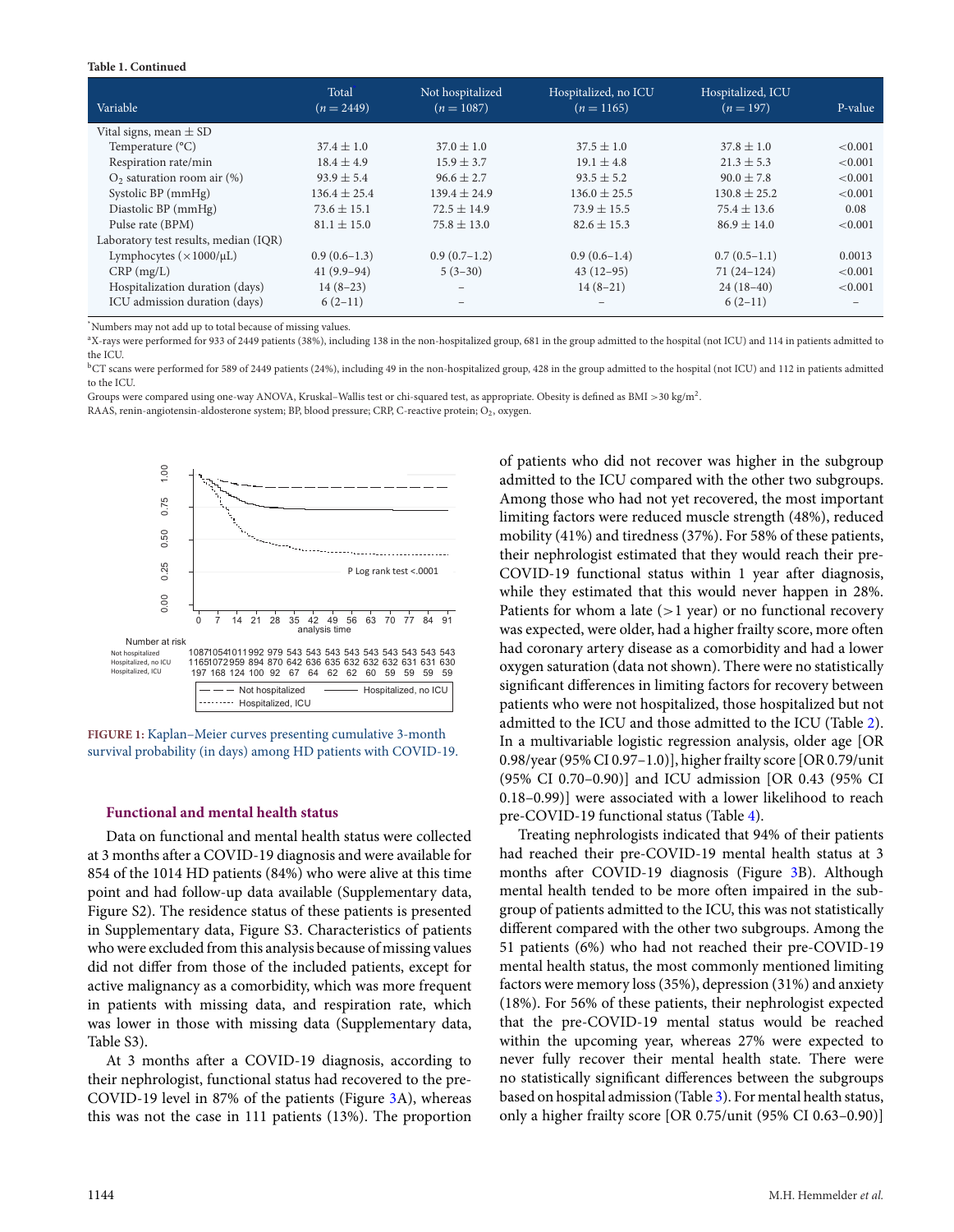**Table 1. Continued**

| Variable | Total ($n = 2449$) | Not hospitalized ($n = 1087$) | Hospitalized, no ICU ($n = 1165$) | Hospitalized, ICU ($n = 197$) | P-value |
|---|---|---|---|---|---|
| Vital signs, mean ± SD | | | | | |
| Temperature (°C) | 37.4 ± 1.0 | 37.0 ± 1.0 | 37.5 ± 1.0 | 37.8 ± 1.0 | <0.001 |
| Respiration rate/min | 18.4 ± 4.9 | 15.9 ± 3.7 | 19.1 ± 4.8 | 21.3 ± 5.3 | <0.001 |
| $O_2$ saturation room air (%) | 93.9 ± 5.4 | 96.6 ± 2.7 | 93.5 ± 5.2 | 90.0 ± 7.8 | <0.001 |
| Systolic BP (mmHg) | 136.4 ± 25.4 | 139.4 ± 24.9 | 136.0 ± 25.5 | 130.8 ± 25.2 | <0.001 |
| Diastolic BP (mmHg) | 73.6 ± 15.1 | 72.5 ± 14.9 | 73.9 ± 15.5 | 75.4 ± 13.6 | 0.08 |
| Pulse rate (BPM) | 81.1 ± 15.0 | 75.8 ± 13.0 | 82.6 ± 15.3 | 86.9 ± 14.0 | <0.001 |
| Laboratory test results, median (IQR) | | | | | |
| Lymphocytes (×1000/μL) | 0.9 (0.6–1.3) | 0.9 (0.7–1.2) | 0.9 (0.6–1.4) | 0.7 (0.5–1.1) | 0.0013 |
| CRP (mg/L) | 41 (9.9–94) | 5 (3–30) | 43 (12–95) | 71 (24–124) | <0.001 |
| Hospitalization duration (days) | 14 (8–23) | – | 14 (8–21) | 24 (18–40) | <0.001 |
| ICU admission duration (days) | 6 (2–11) | – | – | 6 (2–11) | – |

*Numbers may not add up to total because of missing values.

[a]X-rays were performed for 933 of 2449 patients (38%), including 138 in the non-hospitalized group, 681 in the group admitted to the hospital (not ICU) and 114 in patients admitted to the ICU.

[b]CT scans were performed for 589 of 2449 patients (24%), including 49 in the non-hospitalized group, 428 in the group admitted to the hospital (not ICU) and 112 in patients admitted to the ICU.

Groups were compared using one-way ANOVA, Kruskal–Wallis test or chi-squared test, as appropriate. Obesity is defined as BMI >30 kg/m$^2$.

RAAS, renin-angiotensin-aldosterone system; BP, blood pressure; CRP, C-reactive protein; $O_2$, oxygen.

**FIGURE 1:** Kaplan–Meier curves presenting cumulative 3-month survival probability (in days) among HD patients with COVID-19.

### Functional and mental health status

Data on functional and mental health status were collected at 3 months after a COVID-19 diagnosis and were available for 854 of the 1014 HD patients (84%) who were alive at this time point and had follow-up data available (Supplementary data, Figure S2). The residence status of these patients is presented in Supplementary data, Figure S3. Characteristics of patients who were excluded from this analysis because of missing values did not differ from those of the included patients, except for active malignancy as a comorbidity, which was more frequent in patients with missing data, and respiration rate, which was lower in those with missing data (Supplementary data, Table S3).

At 3 months after a COVID-19 diagnosis, according to their nephrologist, functional status had recovered to the pre-COVID-19 level in 87% of the patients (Figure 3A), whereas this was not the case in 111 patients (13%). The proportion of patients who did not recover was higher in the subgroup admitted to the ICU compared with the other two subgroups. Among those who had not yet recovered, the most important limiting factors were reduced muscle strength (48%), reduced mobility (41%) and tiredness (37%). For 58% of these patients, their nephrologist estimated that they would reach their pre-COVID-19 functional status within 1 year after diagnosis, while they estimated that this would never happen in 28%. Patients for whom a late (>1 year) or no functional recovery was expected, were older, had a higher frailty score, more often had coronary artery disease as a comorbidity and had a lower oxygen saturation (data not shown). There were no statistically significant differences in limiting factors for recovery between patients who were not hospitalized, those hospitalized but not admitted to the ICU and those admitted to the ICU (Table 2). In a multivariable logistic regression analysis, older age [OR 0.98/year (95% CI 0.97–1.0)], higher frailty score [OR 0.79/unit (95% CI 0.70–0.90)] and ICU admission [OR 0.43 (95% CI 0.18–0.99)] were associated with a lower likelihood to reach pre-COVID-19 functional status (Table 4).

Treating nephrologists indicated that 94% of their patients had reached their pre-COVID-19 mental health status at 3 months after COVID-19 diagnosis (Figure 3B). Although mental health tended to be more often impaired in the subgroup of patients admitted to the ICU, this was not statistically different compared with the other two subgroups. Among the 51 patients (6%) who had not reached their pre-COVID-19 mental health status, the most commonly mentioned limiting factors were memory loss (35%), depression (31%) and anxiety (18%). For 56% of these patients, their nephrologist expected that the pre-COVID-19 mental status would be reached within the upcoming year, whereas 27% were expected to never fully recover their mental health state. There were no statistically significant differences between the subgroups based on hospital admission (Table 3). For mental health status, only a higher frailty score [OR 0.75/unit (95% CI 0.63–0.90)]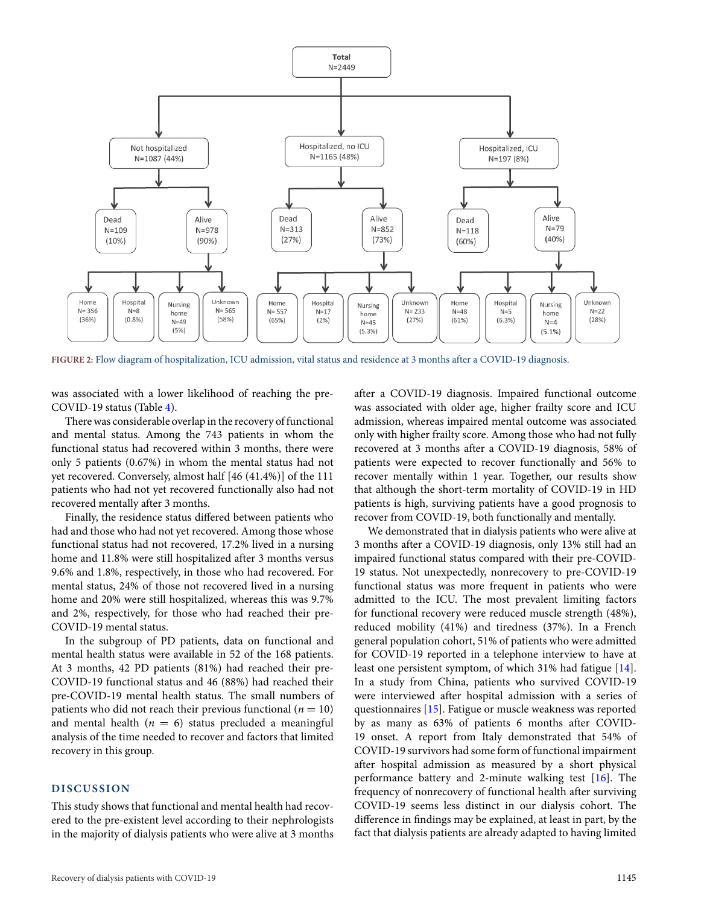**FIGURE 2:** Flow diagram of hospitalization, ICU admission, vital status and residence at 3 months after a COVID-19 diagnosis.

was associated with a lower likelihood of reaching the pre-COVID-19 status (Table 4).

There was considerable overlap in the recovery of functional and mental status. Among the 743 patients in whom the functional status had recovered within 3 months, there were only 5 patients (0.67%) in whom the mental status had not yet recovered. Conversely, almost half [46 (41.4%)] of the 111 patients who had not yet recovered functionally also had not recovered mentally after 3 months.

Finally, the residence status differed between patients who had and those who had not yet recovered. Among those whose functional status had not recovered, 17.2% lived in a nursing home and 11.8% were still hospitalized after 3 months versus 9.6% and 1.8%, respectively, in those who had recovered. For mental status, 24% of those not recovered lived in a nursing home and 20% were still hospitalized, whereas this was 9.7% and 2%, respectively, for those who had reached their pre-COVID-19 mental status.

In the subgroup of PD patients, data on functional and mental health status were available in 52 of the 168 patients. At 3 months, 42 PD patients (81%) had reached their pre-COVID-19 functional status and 46 (88%) had reached their pre-COVID-19 mental health status. The small numbers of patients who did not reach their previous functional ($n = 10$) and mental health ($n = 6$) status precluded a meaningful analysis of the time needed to recover and factors that limited recovery in this group.

## DISCUSSION

This study shows that functional and mental health had recovered to the pre-existent level according to their nephrologists in the majority of dialysis patients who were alive at 3 months after a COVID-19 diagnosis. Impaired functional outcome was associated with older age, higher frailty score and ICU admission, whereas impaired mental outcome was associated only with higher frailty score. Among those who had not fully recovered at 3 months after a COVID-19 diagnosis, 58% of patients were expected to recover functionally and 56% to recover mentally within 1 year. Together, our results show that although the short-term mortality of COVID-19 in HD patients is high, surviving patients have a good prognosis to recover from COVID-19, both functionally and mentally.

We demonstrated that in dialysis patients who were alive at 3 months after a COVID-19 diagnosis, only 13% still had an impaired functional status compared with their pre-COVID-19 status. Not unexpectedly, nonrecovery to pre-COVID-19 functional status was more frequent in patients who were admitted to the ICU. The most prevalent limiting factors for functional recovery were reduced muscle strength (48%), reduced mobility (41%) and tiredness (37%). In a French general population cohort, 51% of patients who were admitted for COVID-19 reported in a telephone interview to have at least one persistent symptom, of which 31% had fatigue [14]. In a study from China, patients who survived COVID-19 were interviewed after hospital admission with a series of questionnaires [15]. Fatigue or muscle weakness was reported by as many as 63% of patients 6 months after COVID-19 onset. A report from Italy demonstrated that 54% of COVID-19 survivors had some form of functional impairment after hospital admission as measured by a short physical performance battery and 2-minute walking test [16]. The frequency of nonrecovery of functional health after surviving COVID-19 seems less distinct in our dialysis cohort. The difference in findings may be explained, at least in part, by the fact that dialysis patients are already adapted to having limited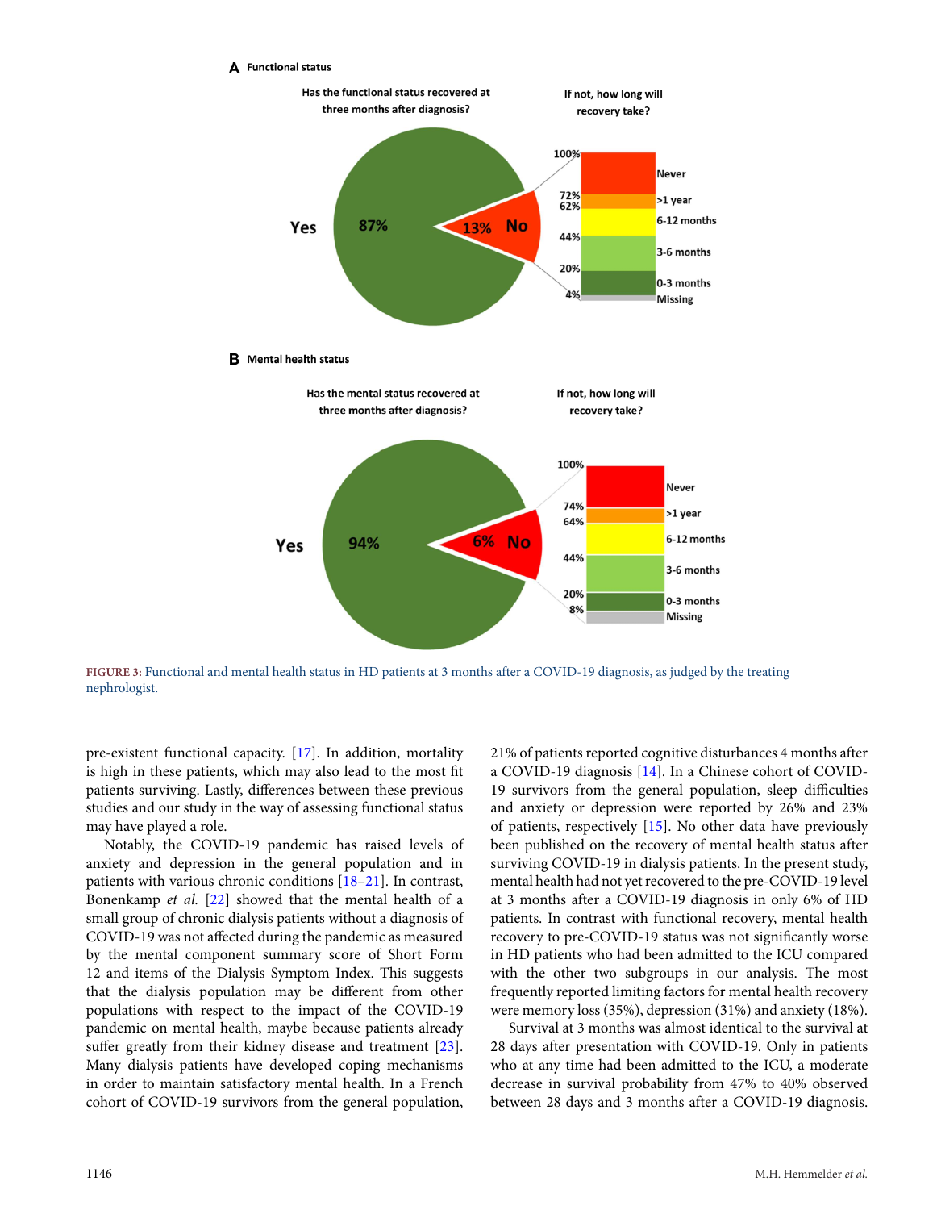FIGURE 3: Functional and mental health status in HD patients at 3 months after a COVID-19 diagnosis, as judged by the treating nephrologist.

pre-existent functional capacity. [17]. In addition, mortality is high in these patients, which may also lead to the most fit patients surviving. Lastly, differences between these previous studies and our study in the way of assessing functional status may have played a role.

Notably, the COVID-19 pandemic has raised levels of anxiety and depression in the general population and in patients with various chronic conditions [18–21]. In contrast, Bonenkamp *et al.* [22] showed that the mental health of a small group of chronic dialysis patients without a diagnosis of COVID-19 was not affected during the pandemic as measured by the mental component summary score of Short Form 12 and items of the Dialysis Symptom Index. This suggests that the dialysis population may be different from other populations with respect to the impact of the COVID-19 pandemic on mental health, maybe because patients already suffer greatly from their kidney disease and treatment [23]. Many dialysis patients have developed coping mechanisms in order to maintain satisfactory mental health. In a French cohort of COVID-19 survivors from the general population, 21% of patients reported cognitive disturbances 4 months after a COVID-19 diagnosis [14]. In a Chinese cohort of COVID-19 survivors from the general population, sleep difficulties and anxiety or depression were reported by 26% and 23% of patients, respectively [15]. No other data have previously been published on the recovery of mental health status after surviving COVID-19 in dialysis patients. In the present study, mental health had not yet recovered to the pre-COVID-19 level at 3 months after a COVID-19 diagnosis in only 6% of HD patients. In contrast with functional recovery, mental health recovery to pre-COVID-19 status was not significantly worse in HD patients who had been admitted to the ICU compared with the other two subgroups in our analysis. The most frequently reported limiting factors for mental health recovery were memory loss (35%), depression (31%) and anxiety (18%).

Survival at 3 months was almost identical to the survival at 28 days after presentation with COVID-19. Only in patients who at any time had been admitted to the ICU, a moderate decrease in survival probability from 47% to 40% observed between 28 days and 3 months after a COVID-19 diagnosis.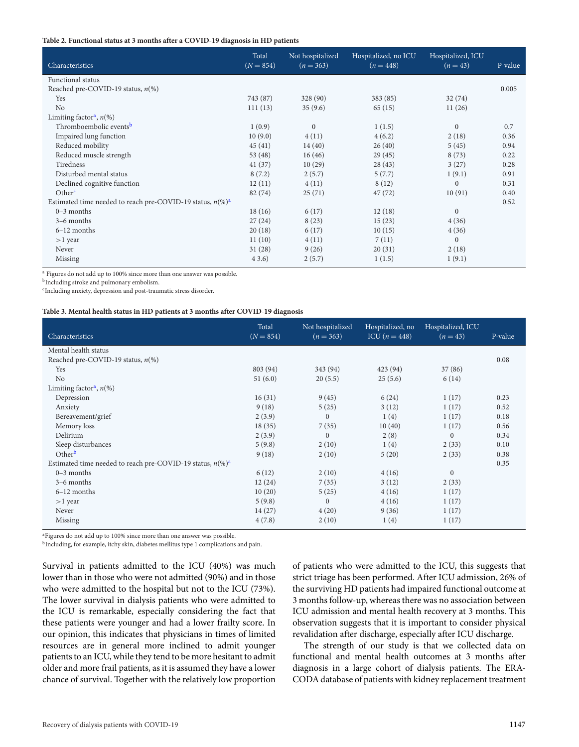**Table 2. Functional status at 3 months after a COVID-19 diagnosis in HD patients**

| Characteristics | Total ($N = 854$) | Not hospitalized ($n = 363$) | Hospitalized, no ICU ($n = 448$) | Hospitalized, ICU ($n = 43$) | P-value |
|---|---|---|---|---|---|
| Functional status | | | | | |
| Reached pre-COVID-19 status, n(%) | | | | | 0.005 |
| Yes | 743 (87) | 328 (90) | 383 (85) | 32 (74) | |
| No | 111 (13) | 35 (9.6) | 65 (15) | 11 (26) | |
| Limiting factor[a], n(%) | | | | | |
| Thromboembolic events[b] | 1 (0.9) | 0 | 1 (1.5) | 0 | 0.7 |
| Impaired lung function | 10 (9.0) | 4 (11) | 4 (6.2) | 2 (18) | 0.36 |
| Reduced mobility | 45 (41) | 14 (40) | 26 (40) | 5 (45) | 0.94 |
| Reduced muscle strength | 53 (48) | 16 (46) | 29 (45) | 8 (73) | 0.22 |
| Tiredness | 41 (37) | 10 (29) | 28 (43) | 3 (27) | 0.28 |
| Disturbed mental status | 8 (7.2) | 2 (5.7) | 5 (7.7) | 1 (9.1) | 0.91 |
| Declined cognitive function | 12 (11) | 4 (11) | 8 (12) | 0 | 0.31 |
| Other[c] | 82 (74) | 25 (71) | 47 (72) | 10 (91) | 0.40 |
| Estimated time needed to reach pre-COVID-19 status, n(%)[a] | | | | | 0.52 |
| 0–3 months | 18 (16) | 6 (17) | 12 (18) | 0 | |
| 3–6 months | 27 (24) | 8 (23) | 15 (23) | 4 (36) | |
| 6–12 months | 20 (18) | 6 (17) | 10 (15) | 4 (36) | |
| >1 year | 11 (10) | 4 (11) | 7 (11) | 0 | |
| Never | 31 (28) | 9 (26) | 20 (31) | 2 (18) | |
| Missing | 4 3.6) | 2 (5.7) | 1 (1.5) | 1 (9.1) | |

[a] Figures do not add up to 100% since more than one answer was possible.
[b] Including stroke and pulmonary embolism.
[c] Including anxiety, depression and post-traumatic stress disorder.

**Table 3. Mental health status in HD patients at 3 months after COVID-19 diagnosis**

| Characteristics | Total ($N = 854$) | Not hospitalized ($n = 363$) | Hospitalized, no ICU ($n = 448$) | Hospitalized, ICU ($n = 43$) | P-value |
|---|---|---|---|---|---|
| Mental health status | | | | | |
| Reached pre-COVID-19 status, n(%) | | | | | 0.08 |
| Yes | 803 (94) | 343 (94) | 423 (94) | 37 (86) | |
| No | 51 (6.0) | 20 (5.5) | 25 (5.6) | 6 (14) | |
| Limiting factor[a], n(%) | | | | | |
| Depression | 16 (31) | 9 (45) | 6 (24) | 1 (17) | 0.23 |
| Anxiety | 9 (18) | 5 (25) | 3 (12) | 1 (17) | 0.52 |
| Bereavement/grief | 2 (3.9) | 0 | 1 (4) | 1 (17) | 0.18 |
| Memory loss | 18 (35) | 7 (35) | 10 (40) | 1 (17) | 0.56 |
| Delirium | 2 (3.9) | 0 | 2 (8) | 0 | 0.34 |
| Sleep disturbances | 5 (9.8) | 2 (10) | 1 (4) | 2 (33) | 0.10 |
| Other[b] | 9 (18) | 2 (10) | 5 (20) | 2 (33) | 0.38 |
| Estimated time needed to reach pre-COVID-19 status, n(%)[a] | | | | | 0.35 |
| 0–3 months | 6 (12) | 2 (10) | 4 (16) | 0 | |
| 3–6 months | 12 (24) | 7 (35) | 3 (12) | 2 (33) | |
| 6–12 months | 10 (20) | 5 (25) | 4 (16) | 1 (17) | |
| >1 year | 5 (9.8) | 0 | 4 (16) | 1 (17) | |
| Never | 14 (27) | 4 (20) | 9 (36) | 1 (17) | |
| Missing | 4 (7.8) | 2 (10) | 1 (4) | 1 (17) | |

[a] Figures do not add up to 100% since more than one answer was possible.
[b] Including, for example, itchy skin, diabetes mellitus type 1 complications and pain.

Survival in patients admitted to the ICU (40%) was much lower than in those who were not admitted (90%) and in those who were admitted to the hospital but not to the ICU (73%). The lower survival in dialysis patients who were admitted to the ICU is remarkable, especially considering the fact that these patients were younger and had a lower frailty score. In our opinion, this indicates that physicians in times of limited resources are in general more inclined to admit younger patients to an ICU, while they tend to be more hesitant to admit older and more frail patients, as it is assumed they have a lower chance of survival. Together with the relatively low proportion of patients who were admitted to the ICU, this suggests that strict triage has been performed. After ICU admission, 26% of the surviving HD patients had impaired functional outcome at 3 months follow-up, whereas there was no association between ICU admission and mental health recovery at 3 months. This observation suggests that it is important to consider physical revalidation after discharge, especially after ICU discharge.

The strength of our study is that we collected data on functional and mental health outcomes at 3 months after diagnosis in a large cohort of dialysis patients. The ERA-CODA database of patients with kidney replacement treatment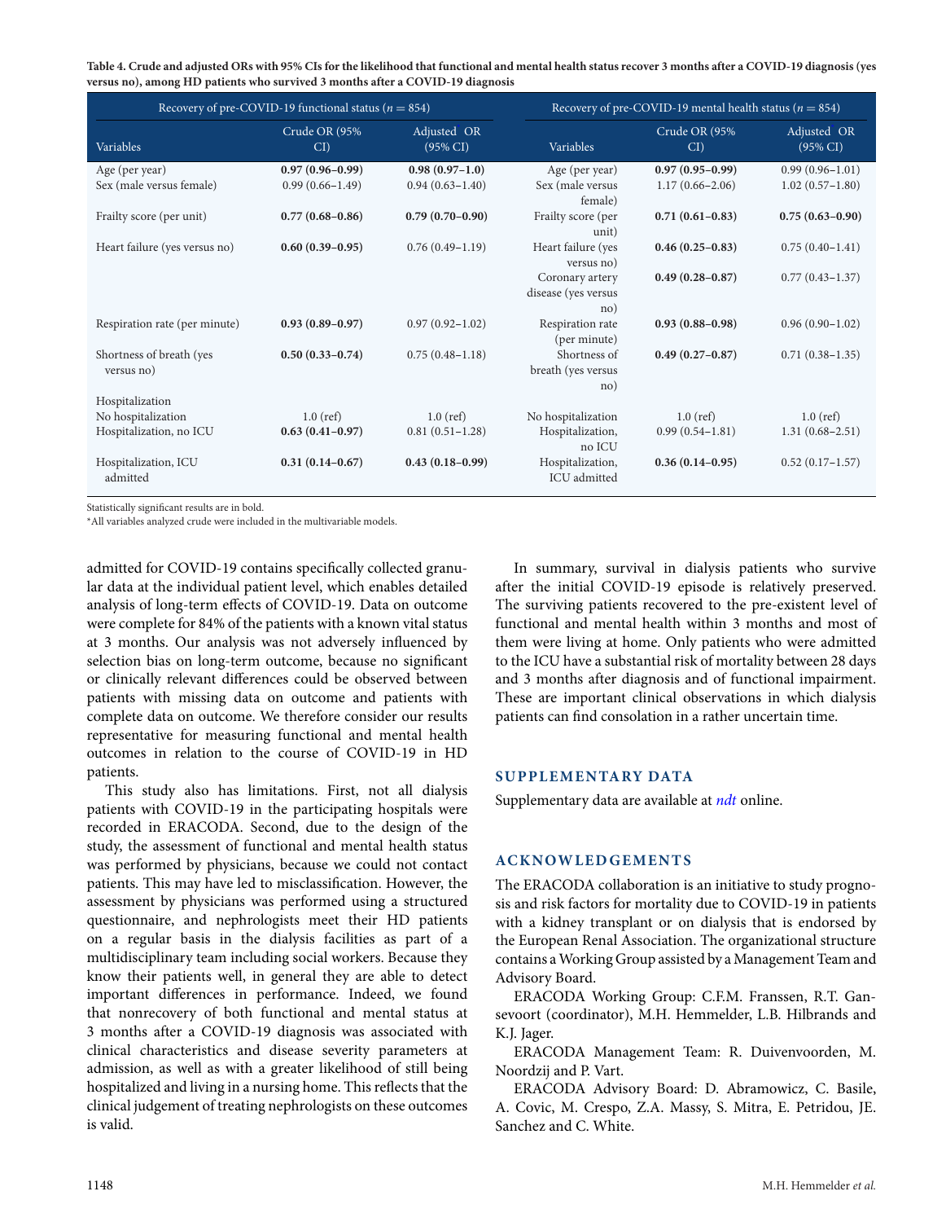**Table 4. Crude and adjusted ORs with 95% CIs for the likelihood that functional and mental health status recover 3 months after a COVID-19 diagnosis (yes versus no), among HD patients who survived 3 months after a COVID-19 diagnosis**

| Recovery of pre-COVID-19 functional status ($n = 854$) | | | Recovery of pre-COVID-19 mental health status ($n = 854$) | | |
|---|---|---|---|---|---|
| Variables | Crude OR (95% CI) | Adjusted OR (95% CI) | Variables | Crude OR (95% CI) | Adjusted OR (95% CI) |
| Age (per year) | **0.97 (0.96–0.99)** | **0.98 (0.97–1.0)** | Age (per year) | **0.97 (0.95–0.99)** | 0.99 (0.96–1.01) |
| Sex (male versus female) | 0.99 (0.66–1.49) | 0.94 (0.63–1.40) | Sex (male versus female) | 1.17 (0.66–2.06) | 1.02 (0.57–1.80) |
| Frailty score (per unit) | **0.77 (0.68–0.86)** | **0.79 (0.70–0.90)** | Frailty score (per unit) | **0.71 (0.61–0.83)** | **0.75 (0.63–0.90)** |
| Heart failure (yes versus no) | **0.60 (0.39–0.95)** | 0.76 (0.49–1.19) | Heart failure (yes versus no) | **0.46 (0.25–0.83)** | 0.75 (0.40–1.41) |
| | | | Coronary artery disease (yes versus no) | **0.49 (0.28–0.87)** | 0.77 (0.43–1.37) |
| Respiration rate (per minute) | **0.93 (0.89–0.97)** | 0.97 (0.92–1.02) | Respiration rate (per minute) | **0.93 (0.88–0.98)** | 0.96 (0.90–1.02) |
| Shortness of breath (yes versus no) | **0.50 (0.33–0.74)** | 0.75 (0.48–1.18) | Shortness of breath (yes versus no) | **0.49 (0.27–0.87)** | 0.71 (0.38–1.35) |
| Hospitalization | | | | | |
| No hospitalization | 1.0 (ref) | 1.0 (ref) | No hospitalization | 1.0 (ref) | 1.0 (ref) |
| Hospitalization, no ICU | **0.63 (0.41–0.97)** | 0.81 (0.51–1.28) | Hospitalization, no ICU | 0.99 (0.54–1.81) | 1.31 (0.68–2.51) |
| Hospitalization, ICU admitted | **0.31 (0.14–0.67)** | **0.43 (0.18–0.99)** | Hospitalization, ICU admitted | **0.36 (0.14–0.95)** | 0.52 (0.17–1.57) |

Statistically significant results are in bold.

*All variables analyzed crude were included in the multivariable models.

admitted for COVID-19 contains specifically collected granular data at the individual patient level, which enables detailed analysis of long-term effects of COVID-19. Data on outcome were complete for 84% of the patients with a known vital status at 3 months. Our analysis was not adversely influenced by selection bias on long-term outcome, because no significant or clinically relevant differences could be observed between patients with missing data on outcome and patients with complete data on outcome. We therefore consider our results representative for measuring functional and mental health outcomes in relation to the course of COVID-19 in HD patients.

This study also has limitations. First, not all dialysis patients with COVID-19 in the participating hospitals were recorded in ERACODA. Second, due to the design of the study, the assessment of functional and mental health status was performed by physicians, because we could not contact patients. This may have led to misclassification. However, the assessment by physicians was performed using a structured questionnaire, and nephrologists meet their HD patients on a regular basis in the dialysis facilities as part of a multidisciplinary team including social workers. Because they know their patients well, in general they are able to detect important differences in performance. Indeed, we found that nonrecovery of both functional and mental status at 3 months after a COVID-19 diagnosis was associated with clinical characteristics and disease severity parameters at admission, as well as with a greater likelihood of still being hospitalized and living in a nursing home. This reflects that the clinical judgement of treating nephrologists on these outcomes is valid.

In summary, survival in dialysis patients who survive after the initial COVID-19 episode is relatively preserved. The surviving patients recovered to the pre-existent level of functional and mental health within 3 months and most of them were living at home. Only patients who were admitted to the ICU have a substantial risk of mortality between 28 days and 3 months after diagnosis and of functional impairment. These are important clinical observations in which dialysis patients can find consolation in a rather uncertain time.

## SUPPLEMENTARY DATA

Supplementary data are available at *ndt* online.

## ACKNOWLEDGEMENTS

The ERACODA collaboration is an initiative to study prognosis and risk factors for mortality due to COVID-19 in patients with a kidney transplant or on dialysis that is endorsed by the European Renal Association. The organizational structure contains a Working Group assisted by a Management Team and Advisory Board.

ERACODA Working Group: C.F.M. Franssen, R.T. Gansevoort (coordinator), M.H. Hemmelder, L.B. Hilbrands and K.J. Jager.

ERACODA Management Team: R. Duivenvoorden, M. Noordzij and P. Vart.

ERACODA Advisory Board: D. Abramowicz, C. Basile, A. Covic, M. Crespo, Z.A. Massy, S. Mitra, E. Petridou, JE. Sanchez and C. White.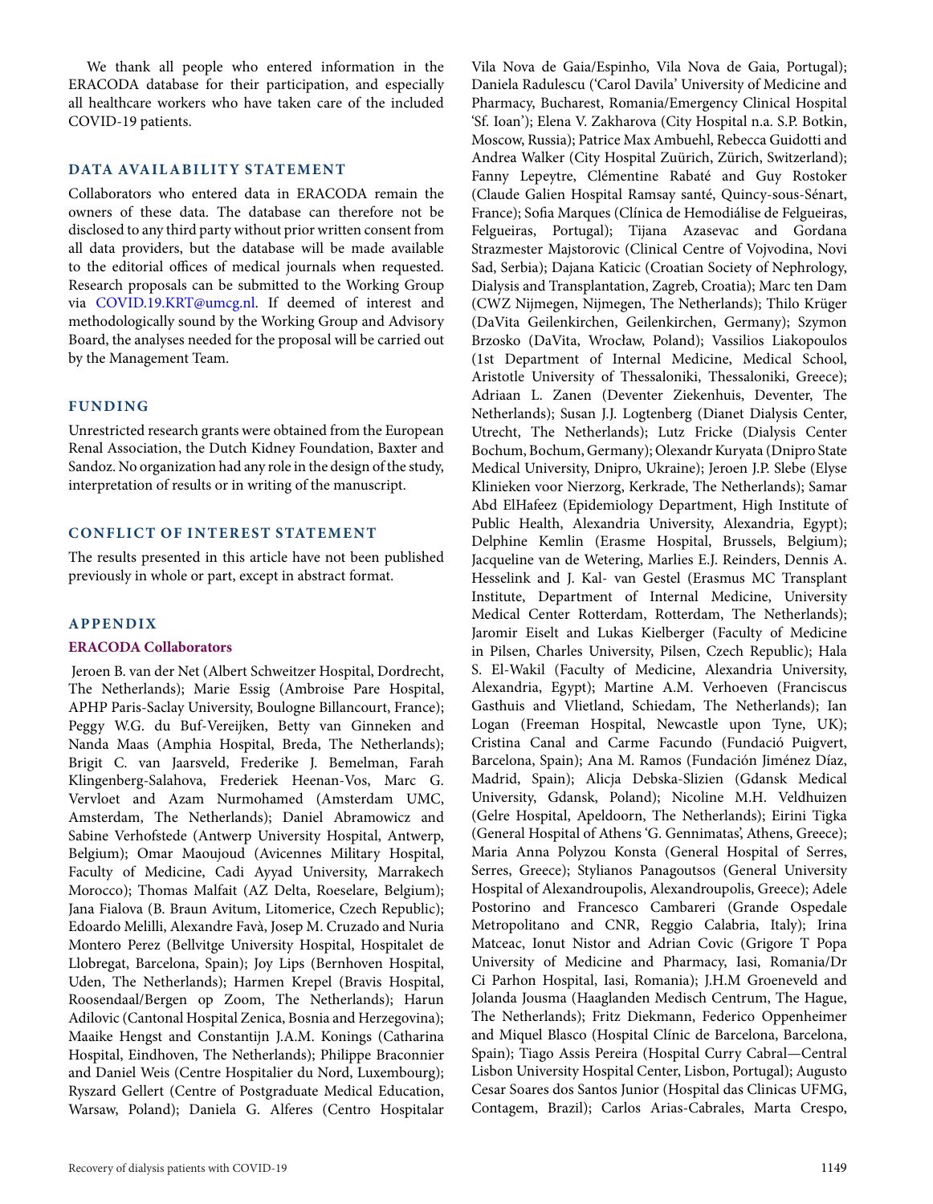We thank all people who entered information in the ERACODA database for their participation, and especially all healthcare workers who have taken care of the included COVID-19 patients.

## DATA AVAILABILITY STATEMENT

Collaborators who entered data in ERACODA remain the owners of these data. The database can therefore not be disclosed to any third party without prior written consent from all data providers, but the database will be made available to the editorial offices of medical journals when requested. Research proposals can be submitted to the Working Group via COVID.19.KRT@umcg.nl. If deemed of interest and methodologically sound by the Working Group and Advisory Board, the analyses needed for the proposal will be carried out by the Management Team.

## FUNDING

Unrestricted research grants were obtained from the European Renal Association, the Dutch Kidney Foundation, Baxter and Sandoz. No organization had any role in the design of the study, interpretation of results or in writing of the manuscript.

## CONFLICT OF INTEREST STATEMENT

The results presented in this article have not been published previously in whole or part, except in abstract format.

## APPENDIX

### ERACODA Collaborators

Jeroen B. van der Net (Albert Schweitzer Hospital, Dordrecht, The Netherlands); Marie Essig (Ambroise Pare Hospital, APHP Paris-Saclay University, Boulogne Billancourt, France); Peggy W.G. du Buf-Vereijken, Betty van Ginneken and Nanda Maas (Amphia Hospital, Breda, The Netherlands); Brigit C. van Jaarsveld, Frederike J. Bemelman, Farah Klingenberg-Salahova, Frederiek Heenan-Vos, Marc G. Vervloet and Azam Nurmohamed (Amsterdam UMC, Amsterdam, The Netherlands); Daniel Abramowicz and Sabine Verhofstede (Antwerp University Hospital, Antwerp, Belgium); Omar Maoujoud (Avicennes Military Hospital, Faculty of Medicine, Cadi Ayyad University, Marrakech Morocco); Thomas Malfait (AZ Delta, Roeselare, Belgium); Jana Fialova (B. Braun Avitum, Litomerice, Czech Republic); Edoardo Melilli, Alexandre Favà, Josep M. Cruzado and Nuria Montero Perez (Bellvitge University Hospital, Hospitalet de Llobregat, Barcelona, Spain); Joy Lips (Bernhoven Hospital, Uden, The Netherlands); Harmen Krepel (Bravis Hospital, Roosendaal/Bergen op Zoom, The Netherlands); Harun Adilovic (Cantonal Hospital Zenica, Bosnia and Herzegovina); Maaike Hengst and Constantijn J.A.M. Konings (Catharina Hospital, Eindhoven, The Netherlands); Philippe Braconnier and Daniel Weis (Centre Hospitalier du Nord, Luxembourg); Ryszard Gellert (Centre of Postgraduate Medical Education, Warsaw, Poland); Daniela G. Alferes (Centro Hospitalar Vila Nova de Gaia/Espinho, Vila Nova de Gaia, Portugal); Daniela Radulescu ('Carol Davila' University of Medicine and Pharmacy, Bucharest, Romania/Emergency Clinical Hospital 'Sf. Ioan'); Elena V. Zakharova (City Hospital n.a. S.P. Botkin, Moscow, Russia); Patrice Max Ambuehl, Rebecca Guidotti and Andrea Walker (City Hospital Zuürich, Zürich, Switzerland); Fanny Lepeytre, Clémentine Rabaté and Guy Rostoker (Claude Galien Hospital Ramsay santé, Quincy-sous-Sénart, France); Sofia Marques (Clínica de Hemodiálise de Felgueiras, Felgueiras, Portugal); Tijana Azasevac and Gordana Strazmester Majstorovic (Clinical Centre of Vojvodina, Novi Sad, Serbia); Dajana Katicic (Croatian Society of Nephrology, Dialysis and Transplantation, Zagreb, Croatia); Marc ten Dam (CWZ Nijmegen, Nijmegen, The Netherlands); Thilo Krüger (DaVita Geilenkirchen, Geilenkirchen, Germany); Szymon Brzosko (DaVita, Wrocław, Poland); Vassilios Liakopoulos (1st Department of Internal Medicine, Medical School, Aristotle University of Thessaloniki, Thessaloniki, Greece); Adriaan L. Zanen (Deventer Ziekenhuis, Deventer, The Netherlands); Susan J.J. Logtenberg (Dianet Dialysis Center, Utrecht, The Netherlands); Lutz Fricke (Dialysis Center Bochum, Bochum, Germany); Olexandr Kuryata (Dnipro State Medical University, Dnipro, Ukraine); Jeroen J.P. Slebe (Elyse Klinieken voor Nierzorg, Kerkrade, The Netherlands); Samar Abd ElHafeez (Epidemiology Department, High Institute of Public Health, Alexandria University, Alexandria, Egypt); Delphine Kemlin (Erasme Hospital, Brussels, Belgium); Jacqueline van de Wetering, Marlies E.J. Reinders, Dennis A. Hesselink and J. Kal- van Gestel (Erasmus MC Transplant Institute, Department of Internal Medicine, University Medical Center Rotterdam, Rotterdam, The Netherlands); Jaromir Eiselt and Lukas Kielberger (Faculty of Medicine in Pilsen, Charles University, Pilsen, Czech Republic); Hala S. El-Wakil (Faculty of Medicine, Alexandria University, Alexandria, Egypt); Martine A.M. Verhoeven (Franciscus Gasthuis and Vlietland, Schiedam, The Netherlands); Ian Logan (Freeman Hospital, Newcastle upon Tyne, UK); Cristina Canal and Carme Facundo (Fundació Puigvert, Barcelona, Spain); Ana M. Ramos (Fundación Jiménez Díaz, Madrid, Spain); Alicja Debska-Slizien (Gdansk Medical University, Gdansk, Poland); Nicoline M.H. Veldhuizen (Gelre Hospital, Apeldoorn, The Netherlands); Eirini Tigka (General Hospital of Athens 'G. Gennimatas', Athens, Greece); Maria Anna Polyzou Konsta (General Hospital of Serres, Serres, Greece); Stylianos Panagoutsos (General University Hospital of Alexandroupolis, Alexandroupolis, Greece); Adele Postorino and Francesco Cambareri (Grande Ospedale Metropolitano and CNR, Reggio Calabria, Italy); Irina Matceac, Ionut Nistor and Adrian Covic (Grigore T Popa University of Medicine and Pharmacy, Iasi, Romania/Dr Ci Parhon Hospital, Iasi, Romania); J.H.M Groeneveld and Jolanda Jousma (Haaglanden Medisch Centrum, The Hague, The Netherlands); Fritz Diekmann, Federico Oppenheimer and Miquel Blasco (Hospital Clínic de Barcelona, Barcelona, Spain); Tiago Assis Pereira (Hospital Curry Cabral—Central Lisbon University Hospital Center, Lisbon, Portugal); Augusto Cesar Soares dos Santos Junior (Hospital das Clinicas UFMG, Contagem, Brazil); Carlos Arias-Cabrales, Marta Crespo,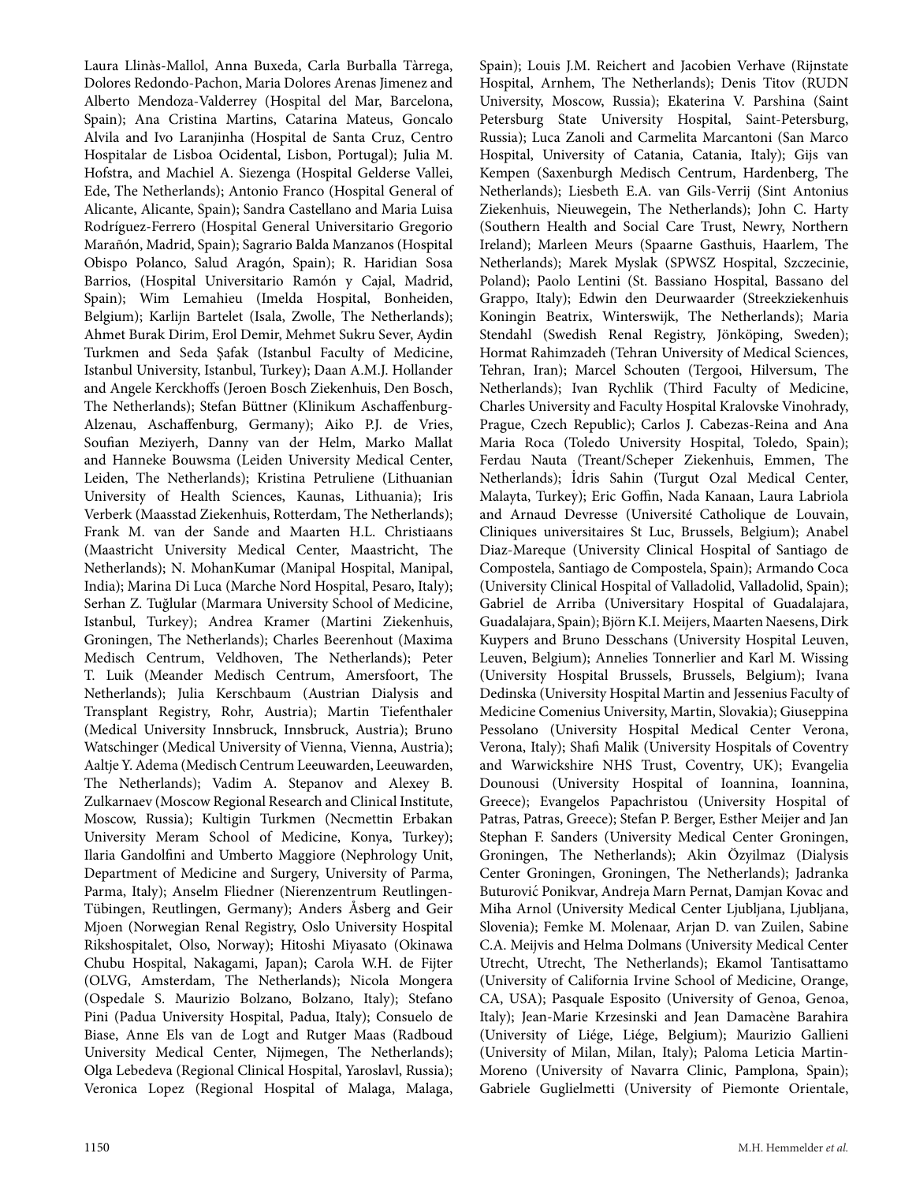Laura Llinàs-Mallol, Anna Buxeda, Carla Burballa Tàrrega, Dolores Redondo-Pachon, Maria Dolores Arenas Jimenez and Alberto Mendoza-Valderrey (Hospital del Mar, Barcelona, Spain); Ana Cristina Martins, Catarina Mateus, Goncalo Alvila and Ivo Laranjinha (Hospital de Santa Cruz, Centro Hospitalar de Lisboa Ocidental, Lisbon, Portugal); Julia M. Hofstra, and Machiel A. Siezenga (Hospital Gelderse Vallei, Ede, The Netherlands); Antonio Franco (Hospital General of Alicante, Alicante, Spain); Sandra Castellano and Maria Luisa Rodríguez-Ferrero (Hospital General Universitario Gregorio Marañón, Madrid, Spain); Sagrario Balda Manzanos (Hospital Obispo Polanco, Salud Aragón, Spain); R. Haridian Sosa Barrios, (Hospital Universitario Ramón y Cajal, Madrid, Spain); Wim Lemahieu (Imelda Hospital, Bonheiden, Belgium); Karlijn Bartelet (Isala, Zwolle, The Netherlands); Ahmet Burak Dirim, Erol Demir, Mehmet Sukru Sever, Aydin Turkmen and Seda Şafak (Istanbul Faculty of Medicine, Istanbul University, Istanbul, Turkey); Daan A.M.J. Hollander and Angele Kerckhoffs (Jeroen Bosch Ziekenhuis, Den Bosch, The Netherlands); Stefan Büttner (Klinikum Aschaffenburg-Alzenau, Aschaffenburg, Germany); Aiko P.J. de Vries, Soufian Meziyerh, Danny van der Helm, Marko Mallat and Hanneke Bouwsma (Leiden University Medical Center, Leiden, The Netherlands); Kristina Petruliene (Lithuanian University of Health Sciences, Kaunas, Lithuania); Iris Verberk (Maasstad Ziekenhuis, Rotterdam, The Netherlands); Frank M. van der Sande and Maarten H.L. Christiaans (Maastricht University Medical Center, Maastricht, The Netherlands); N. MohanKumar (Manipal Hospital, Manipal, India); Marina Di Luca (Marche Nord Hospital, Pesaro, Italy); Serhan Z. Tuğlular (Marmara University School of Medicine, Istanbul, Turkey); Andrea Kramer (Martini Ziekenhuis, Groningen, The Netherlands); Charles Beerenhout (Maxima Medisch Centrum, Veldhoven, The Netherlands); Peter T. Luik (Meander Medisch Centrum, Amersfoort, The Netherlands); Julia Kerschbaum (Austrian Dialysis and Transplant Registry, Rohr, Austria); Martin Tiefenthaler (Medical University Innsbruck, Innsbruck, Austria); Bruno Watschinger (Medical University of Vienna, Vienna, Austria); Aaltje Y. Adema (Medisch Centrum Leeuwarden, Leeuwarden, The Netherlands); Vadim A. Stepanov and Alexey B. Zulkarnaev (Moscow Regional Research and Clinical Institute, Moscow, Russia); Kultigin Turkmen (Necmettin Erbakan University Meram School of Medicine, Konya, Turkey); Ilaria Gandolfini and Umberto Maggiore (Nephrology Unit, Department of Medicine and Surgery, University of Parma, Parma, Italy); Anselm Fliedner (Nierenzentrum Reutlingen-Tübingen, Reutlingen, Germany); Anders Åsberg and Geir Mjoen (Norwegian Renal Registry, Oslo University Hospital Rikshospitalet, Olso, Norway); Hitoshi Miyasato (Okinawa Chubu Hospital, Nakagami, Japan); Carola W.H. de Fijter (OLVG, Amsterdam, The Netherlands); Nicola Mongera (Ospedale S. Maurizio Bolzano, Bolzano, Italy); Stefano Pini (Padua University Hospital, Padua, Italy); Consuelo de Biase, Anne Els van de Logt and Rutger Maas (Radboud University Medical Center, Nijmegen, The Netherlands); Olga Lebedeva (Regional Clinical Hospital, Yaroslavl, Russia); Veronica Lopez (Regional Hospital of Malaga, Malaga, Spain); Louis J.M. Reichert and Jacobien Verhave (Rijnstate Hospital, Arnhem, The Netherlands); Denis Titov (RUDN University, Moscow, Russia); Ekaterina V. Parshina (Saint Petersburg State University Hospital, Saint-Petersburg, Russia); Luca Zanoli and Carmelita Marcantoni (San Marco Hospital, University of Catania, Catania, Italy); Gijs van Kempen (Saxenburgh Medisch Centrum, Hardenberg, The Netherlands); Liesbeth E.A. van Gils-Verrij (Sint Antonius Ziekenhuis, Nieuwegein, The Netherlands); John C. Harty (Southern Health and Social Care Trust, Newry, Northern Ireland); Marleen Meurs (Spaarne Gasthuis, Haarlem, The Netherlands); Marek Myslak (SPWSZ Hospital, Szczecinie, Poland); Paolo Lentini (St. Bassiano Hospital, Bassano del Grappo, Italy); Edwin den Deurwaarder (Streekziekenhuis Koningin Beatrix, Winterswijk, The Netherlands); Maria Stendahl (Swedish Renal Registry, Jönköping, Sweden); Hormat Rahimzadeh (Tehran University of Medical Sciences, Tehran, Iran); Marcel Schouten (Tergooi, Hilversum, The Netherlands); Ivan Rychlik (Third Faculty of Medicine, Charles University and Faculty Hospital Kralovske Vinohrady, Prague, Czech Republic); Carlos J. Cabezas-Reina and Ana Maria Roca (Toledo University Hospital, Toledo, Spain); Ferdau Nauta (Treant/Scheper Ziekenhuis, Emmen, The Netherlands); İdris Sahin (Turgut Ozal Medical Center, Malayta, Turkey); Eric Goffin, Nada Kanaan, Laura Labriola and Arnaud Devresse (Université Catholique de Louvain, Cliniques universitaires St Luc, Brussels, Belgium); Anabel Diaz-Mareque (University Clinical Hospital of Santiago de Compostela, Santiago de Compostela, Spain); Armando Coca (University Clinical Hospital of Valladolid, Valladolid, Spain); Gabriel de Arriba (Universitary Hospital of Guadalajara, Guadalajara, Spain); Björn K.I. Meijers, Maarten Naesens, Dirk Kuypers and Bruno Desschans (University Hospital Leuven, Leuven, Belgium); Annelies Tonnerlier and Karl M. Wissing (University Hospital Brussels, Brussels, Belgium); Ivana Dedinska (University Hospital Martin and Jessenius Faculty of Medicine Comenius University, Martin, Slovakia); Giuseppina Pessolano (University Hospital Medical Center Verona, Verona, Italy); Shafi Malik (University Hospitals of Coventry and Warwickshire NHS Trust, Coventry, UK); Evangelia Dounousi (University Hospital of Ioannina, Ioannina, Greece); Evangelos Papachristou (University Hospital of Patras, Patras, Greece); Stefan P. Berger, Esther Meijer and Jan Stephan F. Sanders (University Medical Center Groningen, Groningen, The Netherlands); Akin Özyilmaz (Dialysis Center Groningen, Groningen, The Netherlands); Jadranka Buturović Ponikvar, Andreja Marn Pernat, Damjan Kovac and Miha Arnol (University Medical Center Ljubljana, Ljubljana, Slovenia); Femke M. Molenaar, Arjan D. van Zuilen, Sabine C.A. Meijvis and Helma Dolmans (University Medical Center Utrecht, Utrecht, The Netherlands); Ekamol Tantisattamo (University of California Irvine School of Medicine, Orange, CA, USA); Pasquale Esposito (University of Genoa, Genoa, Italy); Jean-Marie Krzesinski and Jean Damacène Barahira (University of Liége, Liége, Belgium); Maurizio Gallieni (University of Milan, Milan, Italy); Paloma Leticia Martin-Moreno (University of Navarra Clinic, Pamplona, Spain); Gabriele Guglielmetti (University of Piemonte Orientale,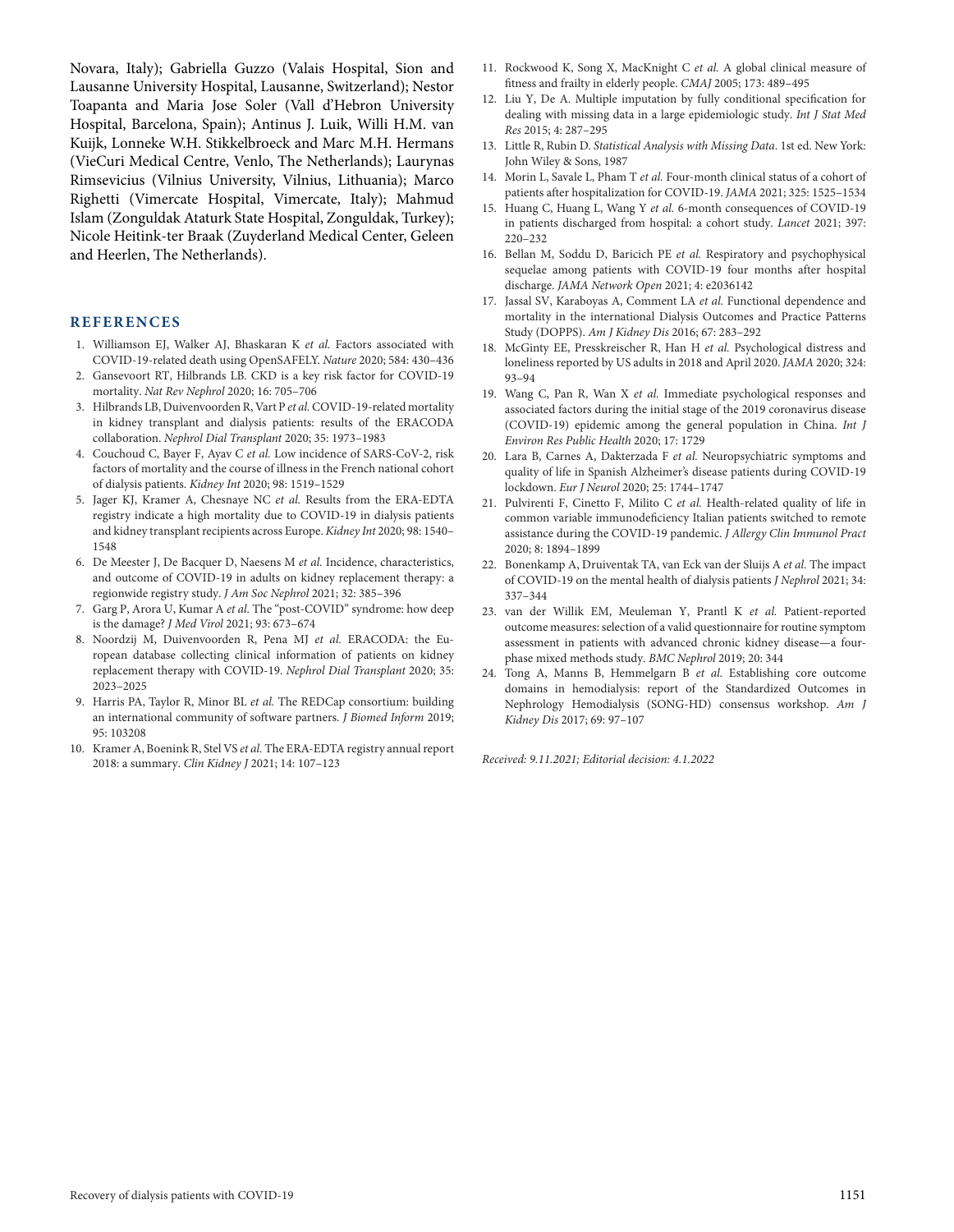Novara, Italy); Gabriella Guzzo (Valais Hospital, Sion and Lausanne University Hospital, Lausanne, Switzerland); Nestor Toapanta and Maria Jose Soler (Vall d'Hebron University Hospital, Barcelona, Spain); Antinus J. Luik, Willi H.M. van Kuijk, Lonneke W.H. Stikkelbroeck and Marc M.H. Hermans (VieCuri Medical Centre, Venlo, The Netherlands); Laurynas Rimsevicius (Vilnius University, Vilnius, Lithuania); Marco Righetti (Vimercate Hospital, Vimercate, Italy); Mahmud Islam (Zonguldak Ataturk State Hospital, Zonguldak, Turkey); Nicole Heitink-ter Braak (Zuyderland Medical Center, Geleen and Heerlen, The Netherlands).

## REFERENCES

1. Williamson EJ, Walker AJ, Bhaskaran K *et al.* Factors associated with COVID-19-related death using OpenSAFELY. *Nature* 2020; 584: 430–436
2. Gansevoort RT, Hilbrands LB. CKD is a key risk factor for COVID-19 mortality. *Nat Rev Nephrol* 2020; 16: 705–706
3. Hilbrands LB, Duivenvoorden R, Vart P *et al.* COVID-19-related mortality in kidney transplant and dialysis patients: results of the ERACODA collaboration. *Nephrol Dial Transplant* 2020; 35: 1973–1983
4. Couchoud C, Bayer F, Ayav C *et al.* Low incidence of SARS-CoV-2, risk factors of mortality and the course of illness in the French national cohort of dialysis patients. *Kidney Int* 2020; 98: 1519–1529
5. Jager KJ, Kramer A, Chesnaye NC *et al.* Results from the ERA-EDTA registry indicate a high mortality due to COVID-19 in dialysis patients and kidney transplant recipients across Europe. *Kidney Int* 2020; 98: 1540–1548
6. De Meester J, De Bacquer D, Naesens M *et al.* Incidence, characteristics, and outcome of COVID-19 in adults on kidney replacement therapy: a regionwide registry study. *J Am Soc Nephrol* 2021; 32: 385–396
7. Garg P, Arora U, Kumar A *et al.* The "post-COVID" syndrome: how deep is the damage? *J Med Virol* 2021; 93: 673–674
8. Noordzij M, Duivenvoorden R, Pena MJ *et al.* ERACODA: the European database collecting clinical information of patients on kidney replacement therapy with COVID-19. *Nephrol Dial Transplant* 2020; 35: 2023–2025
9. Harris PA, Taylor R, Minor BL *et al.* The REDCap consortium: building an international community of software partners. *J Biomed Inform* 2019; 95: 103208
10. Kramer A, Boenink R, Stel VS *et al.* The ERA-EDTA registry annual report 2018: a summary. *Clin Kidney J* 2021; 14: 107–123
11. Rockwood K, Song X, MacKnight C *et al.* A global clinical measure of fitness and frailty in elderly people. *CMAJ* 2005; 173: 489–495
12. Liu Y, De A. Multiple imputation by fully conditional specification for dealing with missing data in a large epidemiologic study. *Int J Stat Med Res* 2015; 4: 287–295
13. Little R, Rubin D. *Statistical Analysis with Missing Data*. 1st ed. New York: John Wiley & Sons, 1987
14. Morin L, Savale L, Pham T *et al.* Four-month clinical status of a cohort of patients after hospitalization for COVID-19. *JAMA* 2021; 325: 1525–1534
15. Huang C, Huang L, Wang Y *et al.* 6-month consequences of COVID-19 in patients discharged from hospital: a cohort study. *Lancet* 2021; 397: 220–232
16. Bellan M, Soddu D, Baricich PE *et al.* Respiratory and psychophysical sequelae among patients with COVID-19 four months after hospital discharge. *JAMA Network Open* 2021; 4: e2036142
17. Jassal SV, Karaboyas A, Comment LA *et al.* Functional dependence and mortality in the international Dialysis Outcomes and Practice Patterns Study (DOPPS). *Am J Kidney Dis* 2016; 67: 283–292
18. McGinty EE, Presskreischer R, Han H *et al.* Psychological distress and loneliness reported by US adults in 2018 and April 2020. *JAMA* 2020; 324: 93–94
19. Wang C, Pan R, Wan X *et al.* Immediate psychological responses and associated factors during the initial stage of the 2019 coronavirus disease (COVID-19) epidemic among the general population in China. *Int J Environ Res Public Health* 2020; 17: 1729
20. Lara B, Carnes A, Dakterzada F *et al.* Neuropsychiatric symptoms and quality of life in Spanish Alzheimer's disease patients during COVID-19 lockdown. *Eur J Neurol* 2020; 25: 1744–1747
21. Pulvirenti F, Cinetto F, Milito C *et al.* Health-related quality of life in common variable immunodeficiency Italian patients switched to remote assistance during the COVID-19 pandemic. *J Allergy Clin Immunol Pract* 2020; 8: 1894–1899
22. Bonenkamp A, Druiventak TA, van Eck van der Sluijs A *et al.* The impact of COVID-19 on the mental health of dialysis patients *J Nephrol* 2021; 34: 337–344
23. van der Willik EM, Meuleman Y, Prantl K *et al.* Patient-reported outcome measures: selection of a valid questionnaire for routine symptom assessment in patients with advanced chronic kidney disease—a four-phase mixed methods study. *BMC Nephrol* 2019; 20: 344
24. Tong A, Manns B, Hemmelgarn B *et al.* Establishing core outcome domains in hemodialysis: report of the Standardized Outcomes in Nephrology Hemodialysis (SONG-HD) consensus workshop. *Am J Kidney Dis* 2017; 69: 97–107

*Received: 9.11.2021; Editorial decision: 4.1.2022*